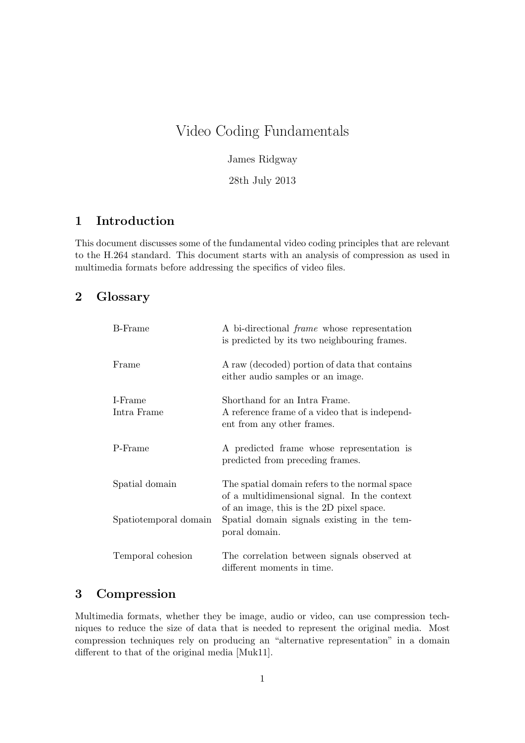# Video Coding Fundamentals

James Ridgway

28th July 2013

## 1 Introduction

This document discusses some of the fundamental video coding principles that are relevant to the H.264 standard. This document starts with an analysis of compression as used in multimedia formats before addressing the specifics of video files.

## 2 Glossary

| | |
|---|---|
| B-Frame | A bi-directional *frame* whose representation is predicted by its two neighbouring frames. |
| Frame | A raw (decoded) portion of data that contains either audio samples or an image. |
| I-Frame | Shorthand for an Intra Frame. |
| Intra Frame | A reference frame of a video that is independent from any other frames. |
| P-Frame | A predicted frame whose representation is predicted from preceding frames. |
| Spatial domain | The spatial domain refers to the normal space of a multidimensional signal. In the context of an image, this is the 2D pixel space. |
| Spatiotemporal domain | Spatial domain signals existing in the temporal domain. |
| Temporal cohesion | The correlation between signals observed at different moments in time. |

## 3 Compression

Multimedia formats, whether they be image, audio or video, can use compression techniques to reduce the size of data that is needed to represent the original media. Most compression techniques rely on producing an "alternative representation" in a domain different to that of the original media [Muk11].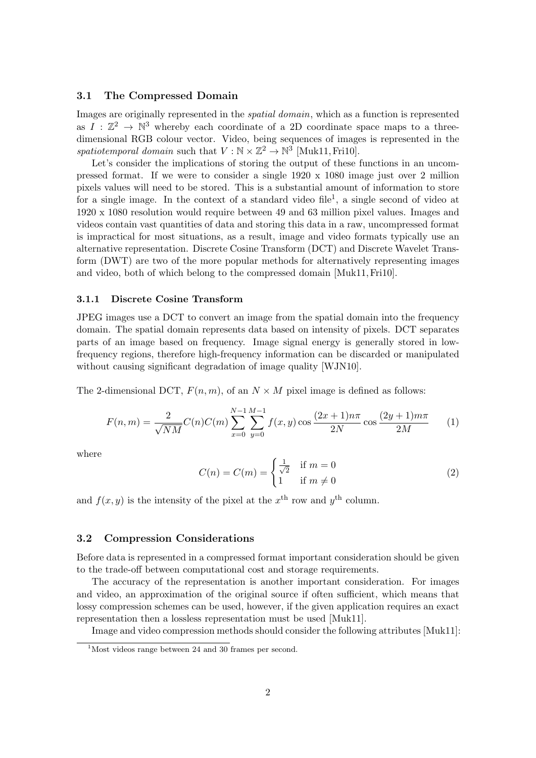### 3.1 The Compressed Domain

Images are originally represented in the *spatial domain*, which as a function is represented as $I : \mathbb{Z}^2 \rightarrow \mathbb{N}^3$ whereby each coordinate of a 2D coordinate space maps to a three-dimensional RGB colour vector. Video, being sequences of images is represented in the *spatiotemporal domain* such that $V : \mathbb{N} \times \mathbb{Z}^2 \rightarrow \mathbb{N}^3$ [Muk11, Fri10].

Let's consider the implications of storing the output of these functions in an uncompressed format. If we were to consider a single 1920 x 1080 image just over 2 million pixels values will need to be stored. This is a substantial amount of information to store for a single image. In the context of a standard video file[1], a single second of video at 1920 x 1080 resolution would require between 49 and 63 million pixel values. Images and videos contain vast quantities of data and storing this data in a raw, uncompressed format is impractical for most situations, as a result, image and video formats typically use an alternative representation. Discrete Cosine Transform (DCT) and Discrete Wavelet Transform (DWT) are two of the more popular methods for alternatively representing images and video, both of which belong to the compressed domain [Muk11, Fri10].

#### 3.1.1 Discrete Cosine Transform

JPEG images use a DCT to convert an image from the spatial domain into the frequency domain. The spatial domain represents data based on intensity of pixels. DCT separates parts of an image based on frequency. Image signal energy is generally stored in low-frequency regions, therefore high-frequency information can be discarded or manipulated without causing significant degradation of image quality [WJN10].

The 2-dimensional DCT, $F(n, m)$, of an $N \times M$ pixel image is defined as follows:

$$F(n,m) = \frac{2}{\sqrt{NM}} C(n)C(m) \sum_{x=0}^{N-1} \sum_{y=0}^{M-1} f(x,y) \cos\frac{(2x+1)n\pi}{2N} \cos\frac{(2y+1)m\pi}{2M} \tag{1}$$

where

$$C(n) = C(m) = \begin{cases} \frac{1}{\sqrt{2}} & \text{if } m = 0 \\ 1 & \text{if } m \neq 0 \end{cases} \tag{2}$$

and $f(x, y)$ is the intensity of the pixel at the $x^{\text{th}}$ row and $y^{\text{th}}$ column.

### 3.2 Compression Considerations

Before data is represented in a compressed format important consideration should be given to the trade-off between computational cost and storage requirements.

The accuracy of the representation is another important consideration. For images and video, an approximation of the original source if often sufficient, which means that lossy compression schemes can be used, however, if the given application requires an exact representation then a lossless representation must be used [Muk11].

Image and video compression methods should consider the following attributes [Muk11]:

[1] Most videos range between 24 and 30 frames per second.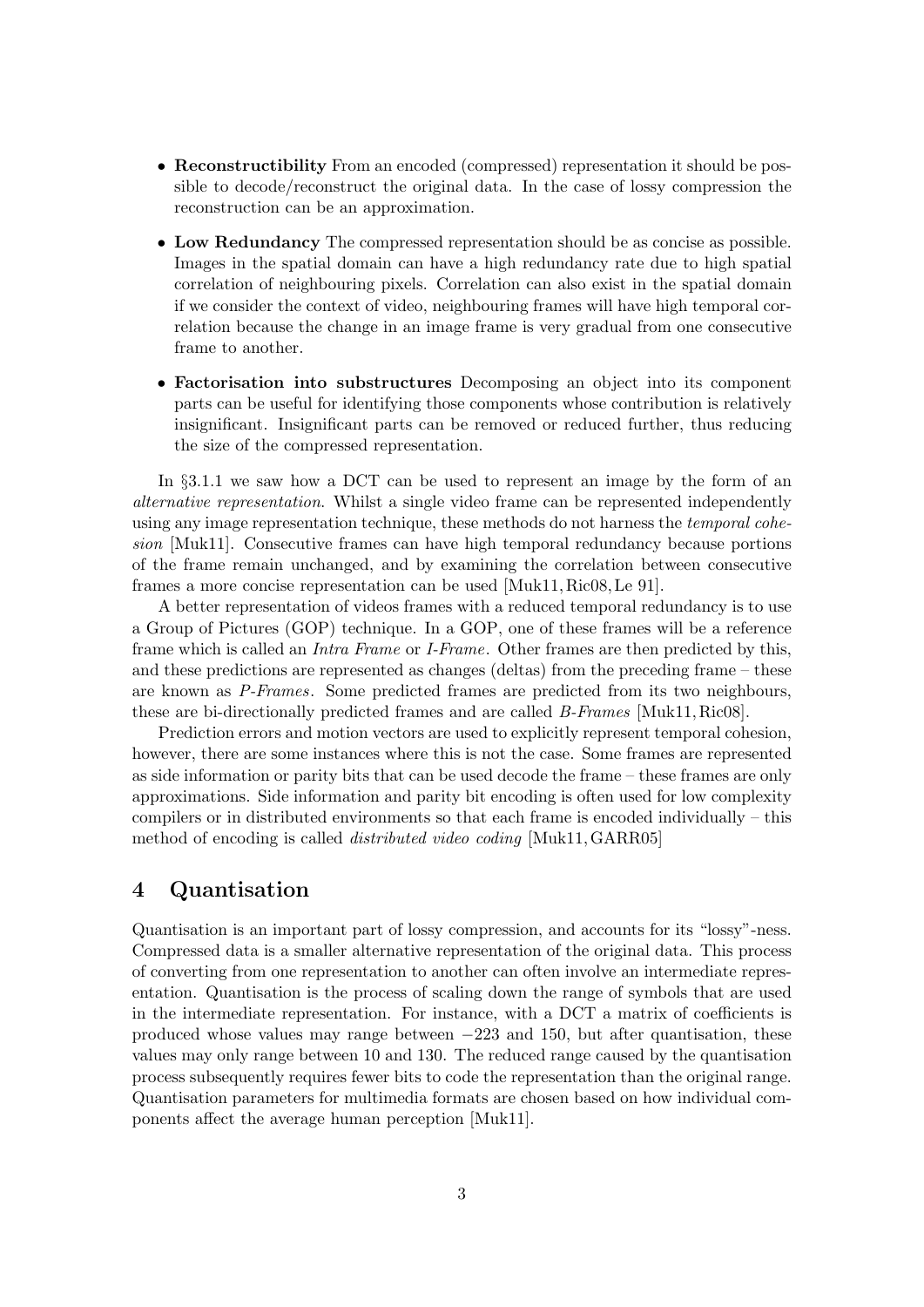- **Reconstructibility** From an encoded (compressed) representation it should be possible to decode/reconstruct the original data. In the case of lossy compression the reconstruction can be an approximation.
- **Low Redundancy** The compressed representation should be as concise as possible. Images in the spatial domain can have a high redundancy rate due to high spatial correlation of neighbouring pixels. Correlation can also exist in the spatial domain if we consider the context of video, neighbouring frames will have high temporal correlation because the change in an image frame is very gradual from one consecutive frame to another.
- **Factorisation into substructures** Decomposing an object into its component parts can be useful for identifying those components whose contribution is relatively insignificant. Insignificant parts can be removed or reduced further, thus reducing the size of the compressed representation.

In §3.1.1 we saw how a DCT can be used to represent an image by the form of an *alternative representation*. Whilst a single video frame can be represented independently using any image representation technique, these methods do not harness the *temporal cohesion* [Muk11]. Consecutive frames can have high temporal redundancy because portions of the frame remain unchanged, and by examining the correlation between consecutive frames a more concise representation can be used [Muk11, Ric08, Le 91].

A better representation of videos frames with a reduced temporal redundancy is to use a Group of Pictures (GOP) technique. In a GOP, one of these frames will be a reference frame which is called an *Intra Frame* or *I-Frame*. Other frames are then predicted by this, and these predictions are represented as changes (deltas) from the preceding frame – these are known as *P-Frames*. Some predicted frames are predicted from its two neighbours, these are bi-directionally predicted frames and are called *B-Frames* [Muk11, Ric08].

Prediction errors and motion vectors are used to explicitly represent temporal cohesion, however, there are some instances where this is not the case. Some frames are represented as side information or parity bits that can be used decode the frame – these frames are only approximations. Side information and parity bit encoding is often used for low complexity compilers or in distributed environments so that each frame is encoded individually – this method of encoding is called *distributed video coding* [Muk11, GARR05]

## 4 Quantisation

Quantisation is an important part of lossy compression, and accounts for its "lossy"-ness. Compressed data is a smaller alternative representation of the original data. This process of converting from one representation to another can often involve an intermediate representation. Quantisation is the process of scaling down the range of symbols that are used in the intermediate representation. For instance, with a DCT a matrix of coefficients is produced whose values may range between $-223$ and 150, but after quantisation, these values may only range between 10 and 130. The reduced range caused by the quantisation process subsequently requires fewer bits to code the representation than the original range. Quantisation parameters for multimedia formats are chosen based on how individual components affect the average human perception [Muk11].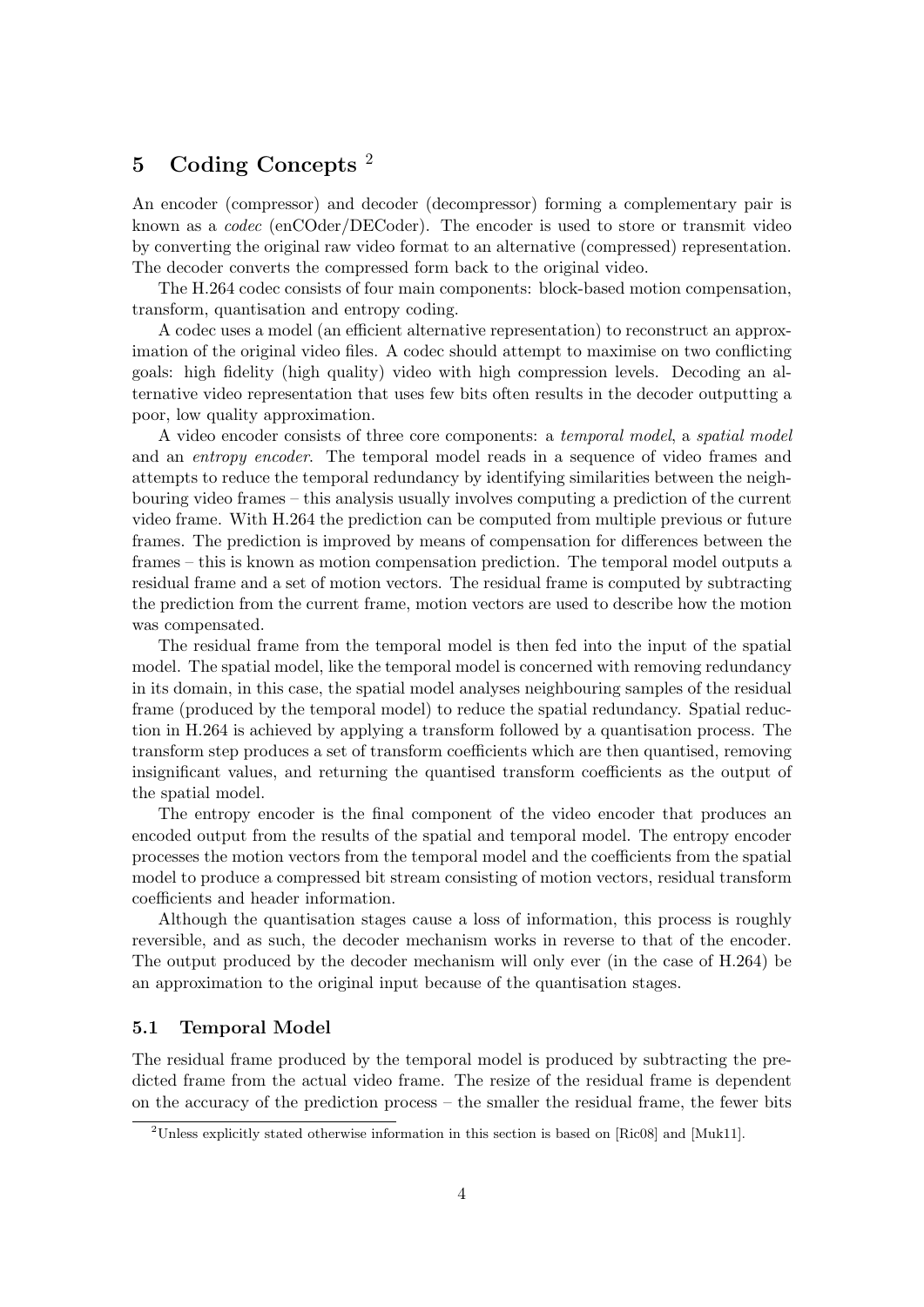# 5 Coding Concepts [2]

An encoder (compressor) and decoder (decompressor) forming a complementary pair is known as a *codec* (enCOder/DECoder). The encoder is used to store or transmit video by converting the original raw video format to an alternative (compressed) representation. The decoder converts the compressed form back to the original video.

The H.264 codec consists of four main components: block-based motion compensation, transform, quantisation and entropy coding.

A codec uses a model (an efficient alternative representation) to reconstruct an approximation of the original video files. A codec should attempt to maximise on two conflicting goals: high fidelity (high quality) video with high compression levels. Decoding an alternative video representation that uses few bits often results in the decoder outputting a poor, low quality approximation.

A video encoder consists of three core components: a *temporal model*, a *spatial model* and an *entropy encoder*. The temporal model reads in a sequence of video frames and attempts to reduce the temporal redundancy by identifying similarities between the neighbouring video frames – this analysis usually involves computing a prediction of the current video frame. With H.264 the prediction can be computed from multiple previous or future frames. The prediction is improved by means of compensation for differences between the frames – this is known as motion compensation prediction. The temporal model outputs a residual frame and a set of motion vectors. The residual frame is computed by subtracting the prediction from the current frame, motion vectors are used to describe how the motion was compensated.

The residual frame from the temporal model is then fed into the input of the spatial model. The spatial model, like the temporal model is concerned with removing redundancy in its domain, in this case, the spatial model analyses neighbouring samples of the residual frame (produced by the temporal model) to reduce the spatial redundancy. Spatial reduction in H.264 is achieved by applying a transform followed by a quantisation process. The transform step produces a set of transform coefficients which are then quantised, removing insignificant values, and returning the quantised transform coefficients as the output of the spatial model.

The entropy encoder is the final component of the video encoder that produces an encoded output from the results of the spatial and temporal model. The entropy encoder processes the motion vectors from the temporal model and the coefficients from the spatial model to produce a compressed bit stream consisting of motion vectors, residual transform coefficients and header information.

Although the quantisation stages cause a loss of information, this process is roughly reversible, and as such, the decoder mechanism works in reverse to that of the encoder. The output produced by the decoder mechanism will only ever (in the case of H.264) be an approximation to the original input because of the quantisation stages.

## 5.1 Temporal Model

The residual frame produced by the temporal model is produced by subtracting the predicted frame from the actual video frame. The resize of the residual frame is dependent on the accuracy of the prediction process – the smaller the residual frame, the fewer bits

[2] Unless explicitly stated otherwise information in this section is based on [Ric08] and [Muk11].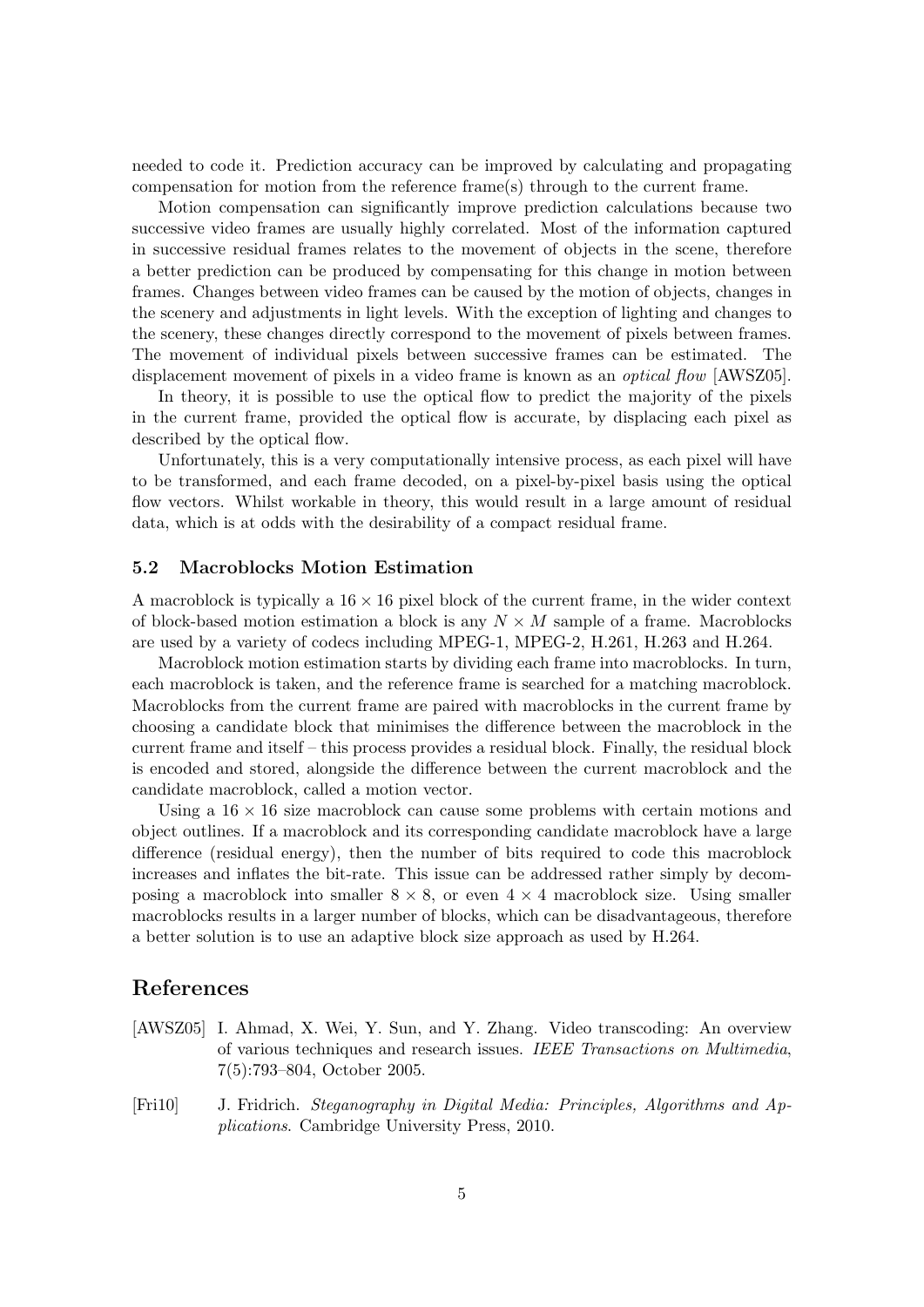needed to code it. Prediction accuracy can be improved by calculating and propagating compensation for motion from the reference frame(s) through to the current frame.

Motion compensation can significantly improve prediction calculations because two successive video frames are usually highly correlated. Most of the information captured in successive residual frames relates to the movement of objects in the scene, therefore a better prediction can be produced by compensating for this change in motion between frames. Changes between video frames can be caused by the motion of objects, changes in the scenery and adjustments in light levels. With the exception of lighting and changes to the scenery, these changes directly correspond to the movement of pixels between frames. The movement of individual pixels between successive frames can be estimated. The displacement movement of pixels in a video frame is known as an *optical flow* [AWSZ05].

In theory, it is possible to use the optical flow to predict the majority of the pixels in the current frame, provided the optical flow is accurate, by displacing each pixel as described by the optical flow.

Unfortunately, this is a very computationally intensive process, as each pixel will have to be transformed, and each frame decoded, on a pixel-by-pixel basis using the optical flow vectors. Whilst workable in theory, this would result in a large amount of residual data, which is at odds with the desirability of a compact residual frame.

### 5.2 Macroblocks Motion Estimation

A macroblock is typically a $16 \times 16$ pixel block of the current frame, in the wider context of block-based motion estimation a block is any $N \times M$ sample of a frame. Macroblocks are used by a variety of codecs including MPEG-1, MPEG-2, H.261, H.263 and H.264.

Macroblock motion estimation starts by dividing each frame into macroblocks. In turn, each macroblock is taken, and the reference frame is searched for a matching macroblock. Macroblocks from the current frame are paired with macroblocks in the current frame by choosing a candidate block that minimises the difference between the macroblock in the current frame and itself – this process provides a residual block. Finally, the residual block is encoded and stored, alongside the difference between the current macroblock and the candidate macroblock, called a motion vector.

Using a $16 \times 16$ size macroblock can cause some problems with certain motions and object outlines. If a macroblock and its corresponding candidate macroblock have a large difference (residual energy), then the number of bits required to code this macroblock increases and inflates the bit-rate. This issue can be addressed rather simply by decomposing a macroblock into smaller $8 \times 8$, or even $4 \times 4$ macroblock size. Using smaller macroblocks results in a larger number of blocks, which can be disadvantageous, therefore a better solution is to use an adaptive block size approach as used by H.264.

## References

[AWSZ05] I. Ahmad, X. Wei, Y. Sun, and Y. Zhang. Video transcoding: An overview of various techniques and research issues. *IEEE Transactions on Multimedia*, 7(5):793–804, October 2005.

[Fri10] J. Fridrich. *Steganography in Digital Media: Principles, Algorithms and Applications*. Cambridge University Press, 2010.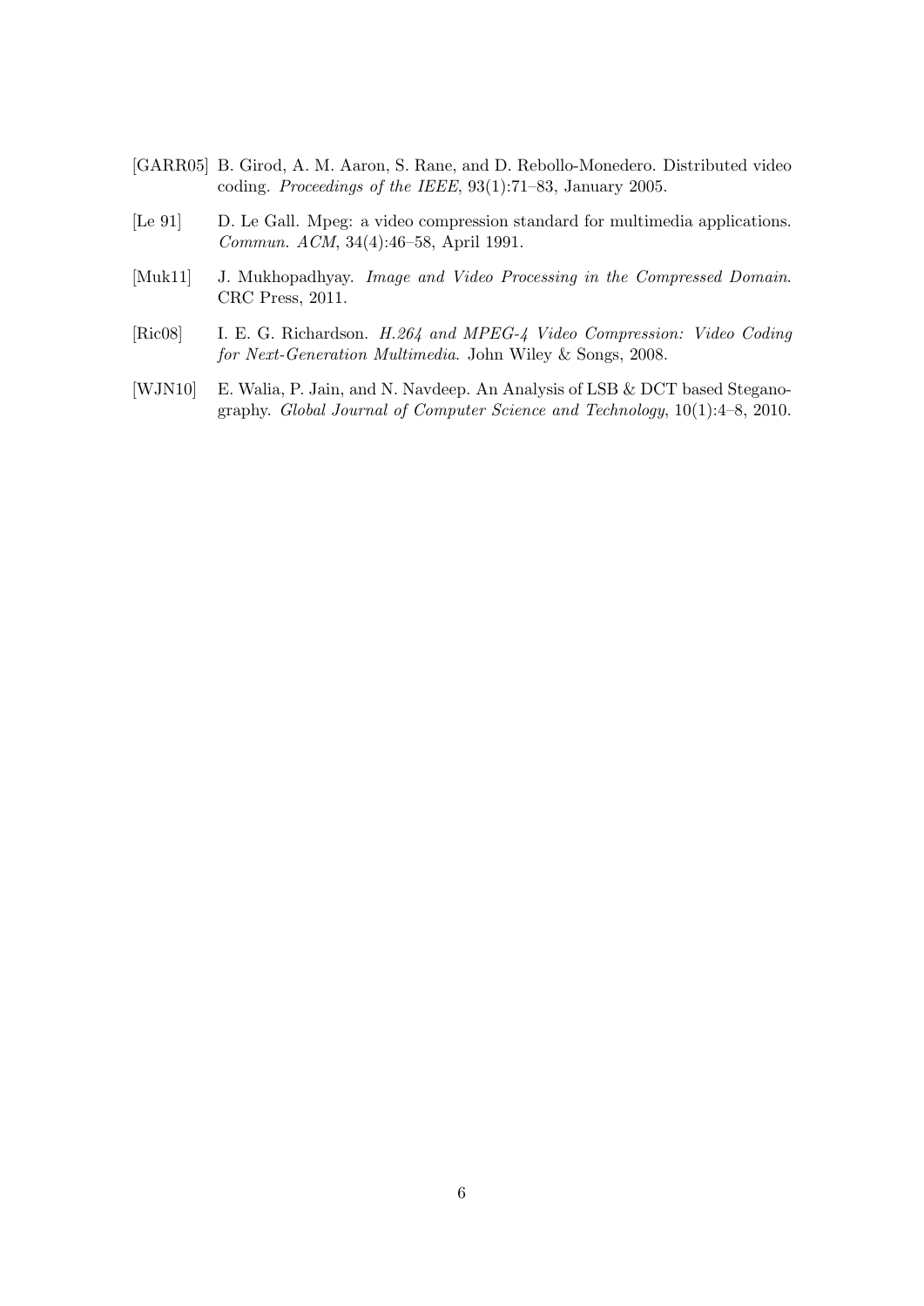[GARR05] B. Girod, A. M. Aaron, S. Rane, and D. Rebollo-Monedero. Distributed video coding. *Proceedings of the IEEE*, 93(1):71–83, January 2005.

[Le 91] D. Le Gall. Mpeg: a video compression standard for multimedia applications. *Commun. ACM*, 34(4):46–58, April 1991.

[Muk11] J. Mukhopadhyay. *Image and Video Processing in the Compressed Domain*. CRC Press, 2011.

[Ric08] I. E. G. Richardson. *H.264 and MPEG-4 Video Compression: Video Coding for Next-Generation Multimedia*. John Wiley & Songs, 2008.

[WJN10] E. Walia, P. Jain, and N. Navdeep. An Analysis of LSB & DCT based Steganography. *Global Journal of Computer Science and Technology*, 10(1):4–8, 2010.